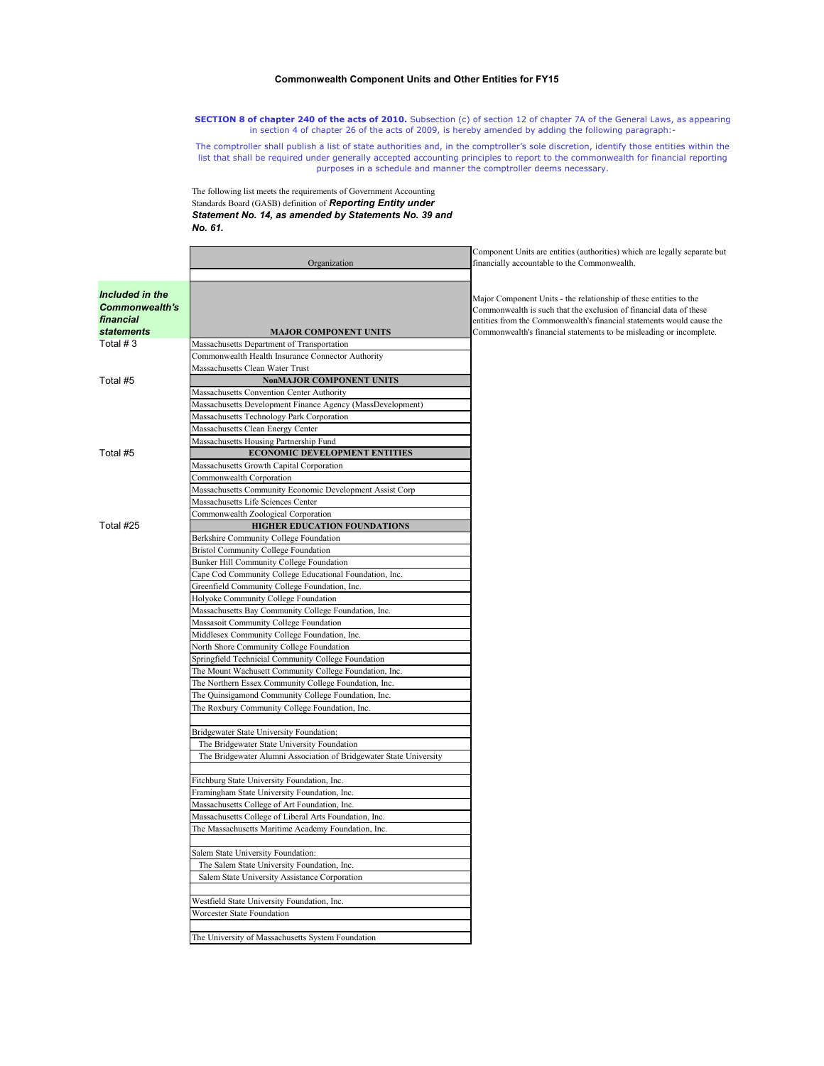# Commonwealth Component Units and Other Entities for FY15

**SECTION 8 of chapter 240 of the acts of 2010.** Subsection (c) of section 12 of chapter 7A of the General Laws, as appearing in section 4 of chapter 26 of the acts of 2009, is hereby amended by adding the following paragraph:-

The comptroller shall publish a list of state authorities and, in the comptroller's sole discretion, identify those entities within the list that shall be required under generally accepted accounting principles to report to the commonwealth for financial reporting purposes in a schedule and manner the comptroller deems necessary.

The following list meets the requirements of Government Accounting Standards Board (GASB) definition of ***Reporting Entity under Statement No. 14, as amended by Statements No. 39 and No. 61.***

Component Units are entities (authorities) which are legally separate but financially accountable to the Commonwealth.

Major Component Units - the relationship of these entities to the Commonwealth is such that the exclusion of financial data of these entities from the Commonwealth's financial statements would cause the Commonwealth's financial statements to be misleading or incomplete.

| ***Included in the Commonwealth's financial statements*** | Organization |
|---|---|
| | **MAJOR COMPONENT UNITS** |
| Total # 3 | Massachusetts Department of Transportation |
| | Commonwealth Health Insurance Connector Authority |
| | Massachusetts Clean Water Trust |
| Total #5 | **NonMAJOR COMPONENT UNITS** |
| | Massachusetts Convention Center Authority |
| | Massachusetts Development Finance Agency (MassDevelopment) |
| | Massachusetts Technology Park Corporation |
| | Massachusetts Clean Energy Center |
| | Massachusetts Housing Partnership Fund |
| Total #5 | **ECONOMIC DEVELOPMENT ENTITIES** |
| | Massachusetts Growth Capital Corporation |
| | Commonwealth Corporation |
| | Massachusetts Community Economic Development Assist Corp |
| | Massachusetts Life Sciences Center |
| | Commonwealth Zoological Corporation |
| Total #25 | **HIGHER EDUCATION FOUNDATIONS** |
| | Berkshire Community College Foundation |
| | Bristol Community College Foundation |
| | Bunker Hill Community College Foundation |
| | Cape Cod Community College Educational Foundation, Inc. |
| | Greenfield Community College Foundation, Inc. |
| | Holyoke Community College Foundation |
| | Massachusetts Bay Community College Foundation, Inc. |
| | Massasoit Community College Foundation |
| | Middlesex Community College Foundation, Inc. |
| | North Shore Community College Foundation |
| | Springfield Technicial Community College Foundation |
| | The Mount Wachusett Community College Foundation, Inc. |
| | The Northern Essex Community College Foundation, Inc. |
| | The Quinsigamond Community College Foundation, Inc. |
| | The Roxbury Community College Foundation, Inc. |
| | |
| | Bridgewater State University Foundation: |
| | The Bridgewater State University Foundation |
| | The Bridgewater Alumni Association of Bridgewater State University |
| | |
| | Fitchburg State University Foundation, Inc. |
| | Framingham State University Foundation, Inc. |
| | Massachusetts College of Art Foundation, Inc. |
| | Massachusetts College of Liberal Arts Foundation, Inc. |
| | The Massachusetts Maritime Academy Foundation, Inc. |
| | |
| | Salem State University Foundation: |
| | The Salem State University Foundation, Inc. |
| | Salem State University Assistance Corporation |
| | |
| | Westfield State University Foundation, Inc. |
| | Worcester State Foundation |
| | |
| | The University of Massachusetts System Foundation |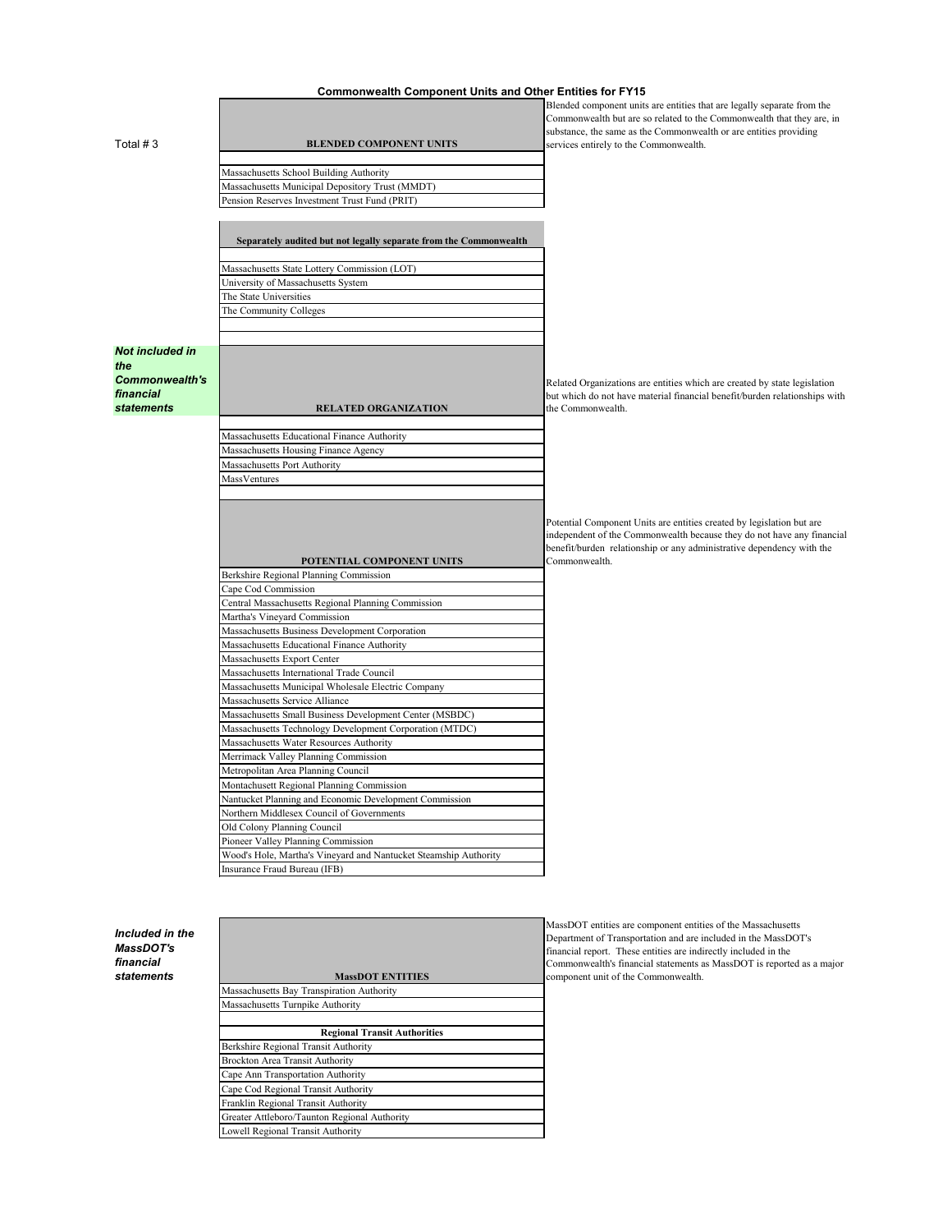# Commonwealth Component Units and Other Entities for FY15

Total # 3

| BLENDED COMPONENT UNITS |
|---|
| |
| Massachusetts School Building Authority |
| Massachusetts Municipal Depository Trust (MMDT) |
| Pension Reserves Investment Trust Fund (PRIT) |

Blended component units are entities that are legally separate from the Commonwealth but are so related to the Commonwealth that they are, in substance, the same as the Commonwealth or are entities providing services entirely to the Commonwealth.

| Separately audited but not legally separate from the Commonwealth |
|---|
| |
| Massachusetts State Lottery Commission (LOT) |
| University of Massachusetts System |
| The State Universities |
| The Community Colleges |
| |
| |

***Not included in the Commonwealth's financial statements***

| RELATED ORGANIZATION |
|---|
| |
| Massachusetts Educational Finance Authority |
| Massachusetts Housing Finance Agency |
| Massachusetts Port Authority |
| MassVentures |
| |

Related Organizations are entities which are created by state legislation but which do not have material financial benefit/burden relationships with the Commonwealth.

| POTENTIAL COMPONENT UNITS |
|---|
| Berkshire Regional Planning Commission |
| Cape Cod Commission |
| Central Massachusetts Regional Planning Commission |
| Martha's Vineyard Commission |
| Massachusetts Business Development Corporation |
| Massachusetts Educational Finance Authority |
| Massachusetts Export Center |
| Massachusetts International Trade Council |
| Massachusetts Municipal Wholesale Electric Company |
| Massachusetts Service Alliance |
| Massachusetts Small Business Development Center (MSBDC) |
| Massachusetts Technology Development Corporation (MTDC) |
| Massachusetts Water Resources Authority |
| Merrimack Valley Planning Commission |
| Metropolitan Area Planning Council |
| Montachusett Regional Planning Commission |
| Nantucket Planning and Economic Development Commission |
| Northern Middlesex Council of Governments |
| Old Colony Planning Council |
| Pioneer Valley Planning Commission |
| Wood's Hole, Martha's Vineyard and Nantucket Steamship Authority |
| Insurance Fraud Bureau (IFB) |

Potential Component Units are entities created by legislation but are independent of the Commonwealth because they do not have any financial benefit/burden relationship or any administrative dependency with the Commonwealth.

***Included in the MassDOT's financial statements***

| MassDOT ENTITIES |
|---|
| Massachusetts Bay Transpiration Authority |
| Massachusetts Turnpike Authority |
| |
| **Regional Transit Authorities** |
| Berkshire Regional Transit Authority |
| Brockton Area Transit Authority |
| Cape Ann Transportation Authority |
| Cape Cod Regional Transit Authority |
| Franklin Regional Transit Authority |
| Greater Attleboro/Taunton Regional Authority |
| Lowell Regional Transit Authority |

MassDOT entities are component entities of the Massachusetts Department of Transportation and are included in the MassDOT's financial report. These entities are indirectly included in the Commonwealth's financial statements as MassDOT is reported as a major component unit of the Commonwealth.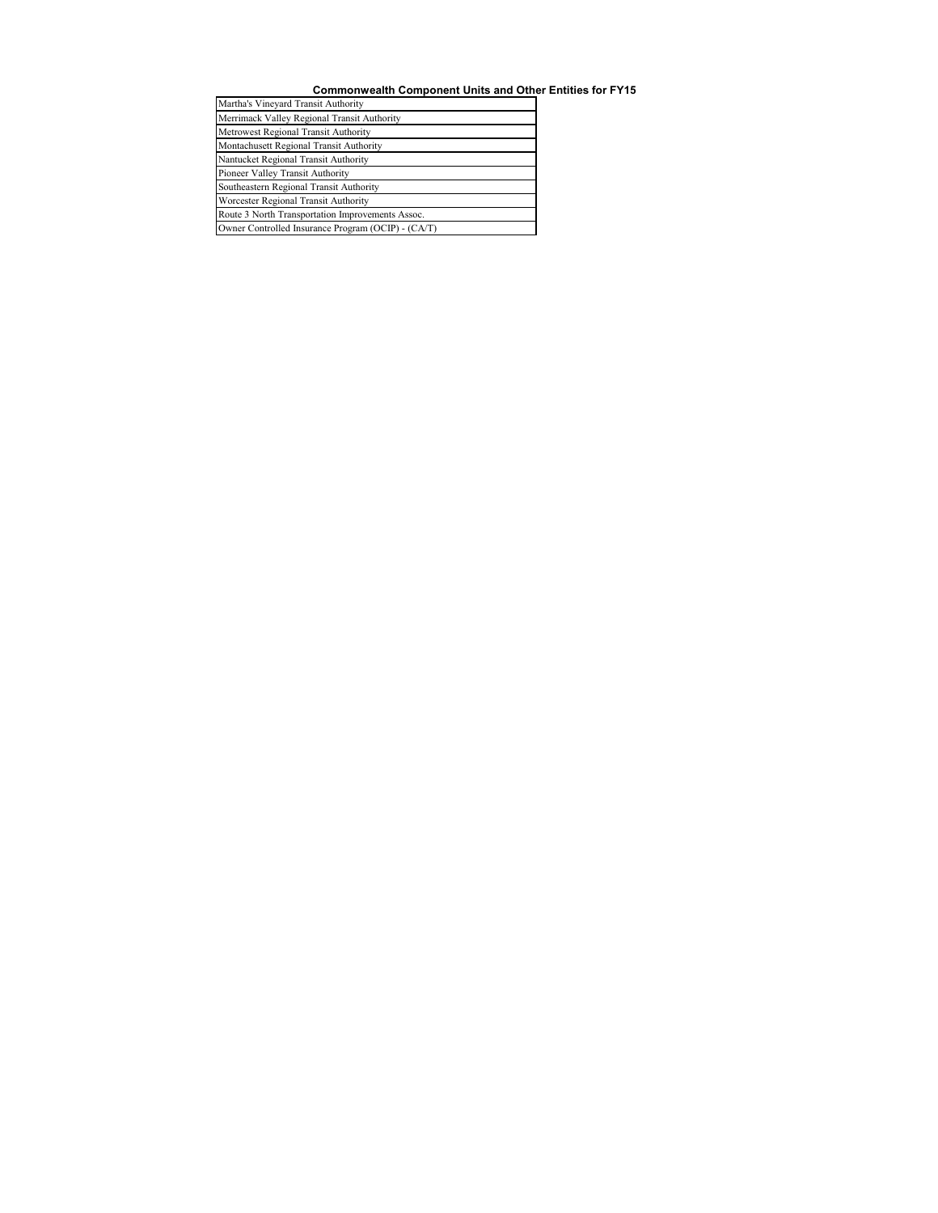**Commonwealth Component Units and Other Entities for FY15**

| |
|---|
| Martha's Vineyard Transit Authority |
| Merrimack Valley Regional Transit Authority |
| Metrowest Regional Transit Authority |
| Montachusett Regional Transit Authority |
| Nantucket Regional Transit Authority |
| Pioneer Valley Transit Authority |
| Southeastern Regional Transit Authority |
| Worcester Regional Transit Authority |
| Route 3 North Transportation Improvements Assoc. |
| Owner Controlled Insurance Program (OCIP) - (CA/T) |